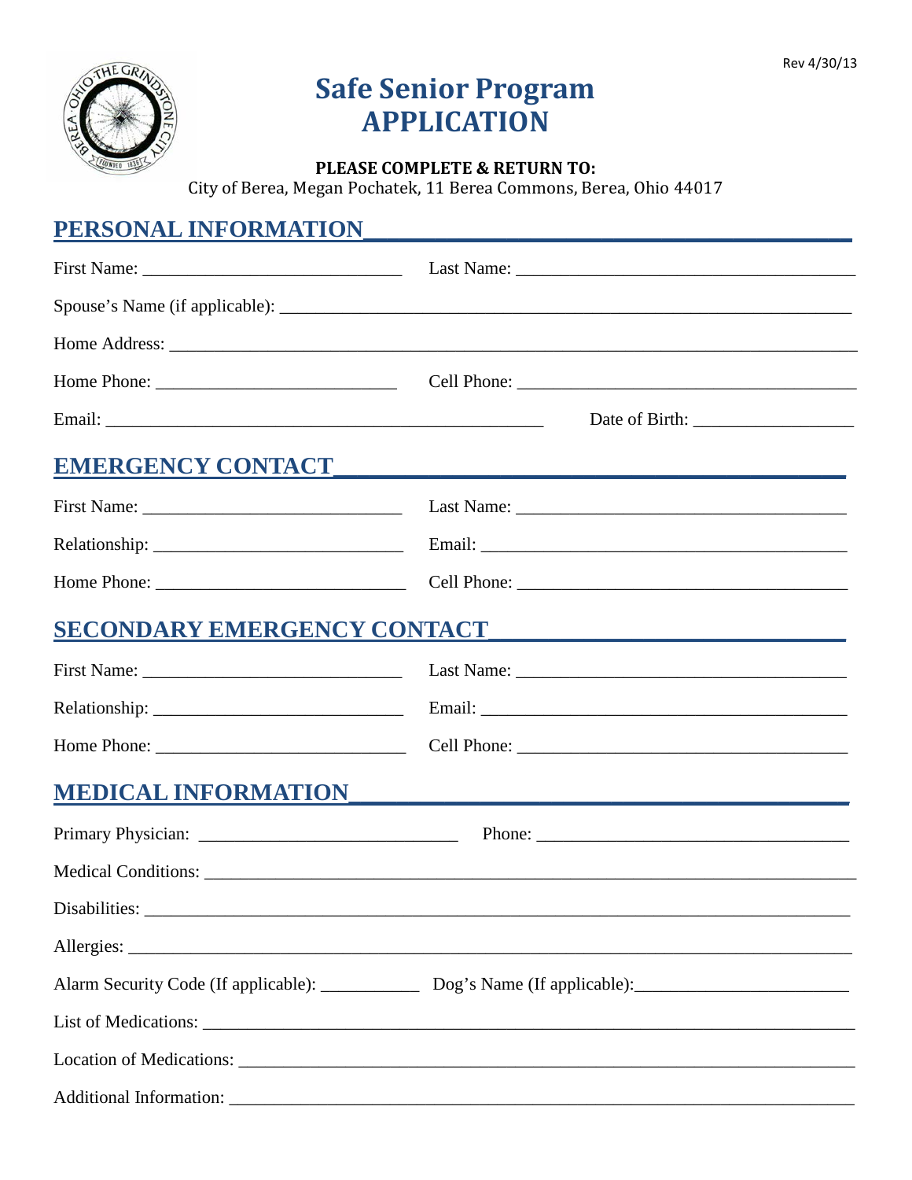Rev 4/30/13

# Safe Senior Program APPLICATION

**PLEASE COMPLETE & RETURN TO:**
City of Berea, Megan Pochatek, 11 Berea Commons, Berea, Ohio 44017

## PERSONAL INFORMATION

First Name: ____________________________ Last Name: ____________________________________

Spouse's Name (if applicable): ______________________________________________________________

Home Address: ____________________________________________________________________________

Home Phone: __________________________ Cell Phone: ____________________________________

Email: ______________________________________________ Date of Birth: __________________

## EMERGENCY CONTACT

First Name: ____________________________ Last Name: ____________________________________

Relationship: ___________________________ Email: ________________________________________

Home Phone: ____________________________ Cell Phone: ____________________________________

## SECONDARY EMERGENCY CONTACT

First Name: ____________________________ Last Name: ____________________________________

Relationship: ___________________________ Email: ________________________________________

Home Phone: ____________________________ Cell Phone: ____________________________________

## MEDICAL INFORMATION

Primary Physician: ____________________________ Phone: ______________________________________

Medical Conditions: _______________________________________________________________________

Disabilities: ____________________________________________________________________________

Allergies: ______________________________________________________________________________

Alarm Security Code (If applicable): ___________ Dog's Name (If applicable):_______________________

List of Medications: ______________________________________________________________________

Location of Medications: __________________________________________________________________

Additional Information: ___________________________________________________________________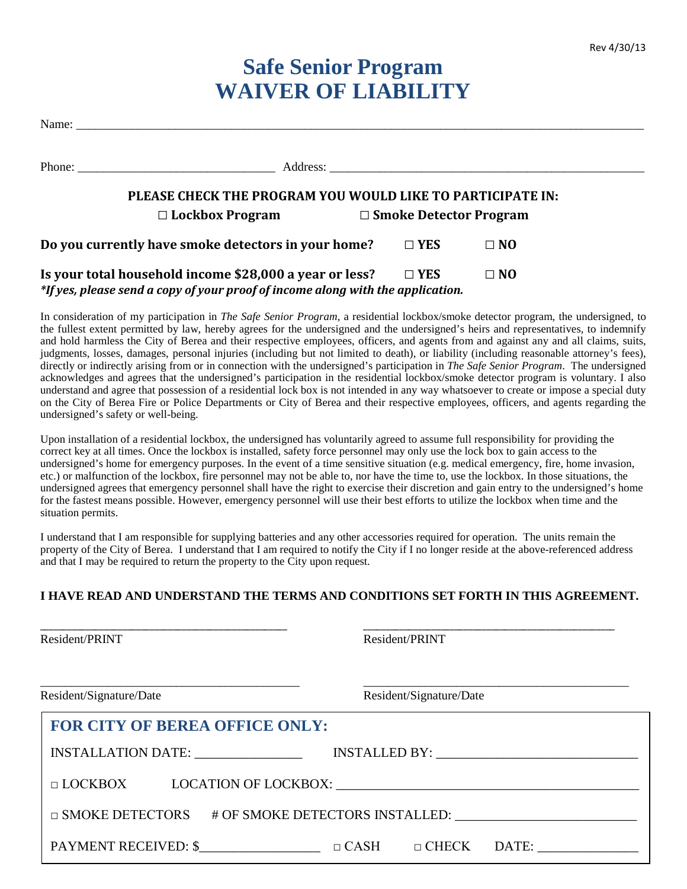Rev 4/30/13

# Safe Senior Program
# WAIVER OF LIABILITY

Name: \_\_\_\_\_\_\_\_\_\_\_\_\_\_\_\_\_\_\_\_\_\_\_\_\_\_\_\_\_\_\_\_\_\_\_\_\_\_\_\_\_\_\_\_\_\_\_\_\_\_\_\_\_\_\_\_\_\_\_\_\_\_\_\_\_\_\_\_\_\_

Phone: \_\_\_\_\_\_\_\_\_\_\_\_\_\_\_\_\_\_\_\_\_\_\_\_\_\_ Address: \_\_\_\_\_\_\_\_\_\_\_\_\_\_\_\_\_\_\_\_\_\_\_\_\_\_\_\_\_\_\_\_\_\_\_\_\_\_\_\_\_\_

**PLEASE CHECK THE PROGRAM YOU WOULD LIKE TO PARTICIPATE IN:**

**☐ Lockbox Program** **☐ Smoke Detector Program**

**Do you currently have smoke detectors in your home?** **☐ YES** **☐ NO**

**Is your total household income $28,000 a year or less?** **☐ YES** **☐ NO**

***If yes, please send a copy of your proof of income along with the application.***

In consideration of my participation in *The Safe Senior Program*, a residential lockbox/smoke detector program, the undersigned, to the fullest extent permitted by law, hereby agrees for the undersigned and the undersigned's heirs and representatives, to indemnify and hold harmless the City of Berea and their respective employees, officers, and agents from and against any and all claims, suits, judgments, losses, damages, personal injuries (including but not limited to death), or liability (including reasonable attorney's fees), directly or indirectly arising from or in connection with the undersigned's participation in *The Safe Senior Program*. The undersigned acknowledges and agrees that the undersigned's participation in the residential lockbox/smoke detector program is voluntary. I also understand and agree that possession of a residential lock box is not intended in any way whatsoever to create or impose a special duty on the City of Berea Fire or Police Departments or City of Berea and their respective employees, officers, and agents regarding the undersigned's safety or well-being.

Upon installation of a residential lockbox, the undersigned has voluntarily agreed to assume full responsibility for providing the correct key at all times. Once the lockbox is installed, safety force personnel may only use the lock box to gain access to the undersigned's home for emergency purposes. In the event of a time sensitive situation (e.g. medical emergency, fire, home invasion, etc.) or malfunction of the lockbox, fire personnel may not be able to, nor have the time to, use the lockbox. In those situations, the undersigned agrees that emergency personnel shall have the right to exercise their discretion and gain entry to the undersigned's home for the fastest means possible. However, emergency personnel will use their best efforts to utilize the lockbox when time and the situation permits.

I understand that I am responsible for supplying batteries and any other accessories required for operation. The units remain the property of the City of Berea. I understand that I am required to notify the City if I no longer reside at the above-referenced address and that I may be required to return the property to the City upon request.

**I HAVE READ AND UNDERSTAND THE TERMS AND CONDITIONS SET FORTH IN THIS AGREEMENT.**

\_\_\_\_\_\_\_\_\_\_\_\_\_\_\_\_\_\_\_\_\_\_\_\_\_\_\_\_\_\_ \_\_\_\_\_\_\_\_\_\_\_\_\_\_\_\_\_\_\_\_\_\_\_\_\_\_\_\_\_\_

Resident/PRINT Resident/PRINT

\_\_\_\_\_\_\_\_\_\_\_\_\_\_\_\_\_\_\_\_\_\_\_\_\_\_\_\_\_\_ \_\_\_\_\_\_\_\_\_\_\_\_\_\_\_\_\_\_\_\_\_\_\_\_\_\_\_\_\_\_

Resident/Signature/Date Resident/Signature/Date

## FOR CITY OF BEREA OFFICE ONLY:

INSTALLATION DATE: \_\_\_\_\_\_\_\_\_\_\_\_\_ INSTALLED BY: \_\_\_\_\_\_\_\_\_\_\_\_\_\_\_\_\_\_\_\_\_\_\_

□ LOCKBOX LOCATION OF LOCKBOX: \_\_\_\_\_\_\_\_\_\_\_\_\_\_\_\_\_\_\_\_\_\_\_\_\_\_\_\_\_\_\_\_\_\_

□ SMOKE DETECTORS # OF SMOKE DETECTORS INSTALLED: \_\_\_\_\_\_\_\_\_\_\_\_\_\_\_\_\_\_\_\_

PAYMENT RECEIVED: $\_\_\_\_\_\_\_\_\_\_\_\_\_\_ □ CASH □ CHECK DATE: \_\_\_\_\_\_\_\_\_\_\_\_